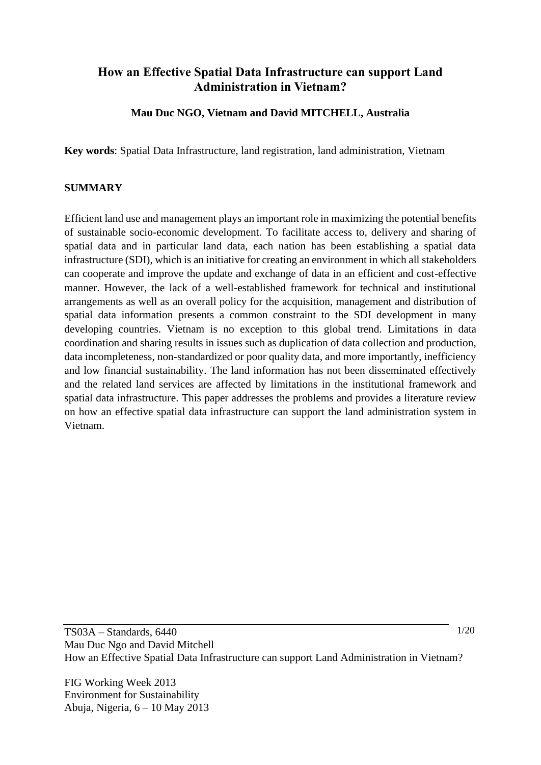# How an Effective Spatial Data Infrastructure can support Land Administration in Vietnam?

**Mau Duc NGO, Vietnam and David MITCHELL, Australia**

**Key words**: Spatial Data Infrastructure, land registration, land administration, Vietnam

## SUMMARY

Efficient land use and management plays an important role in maximizing the potential benefits of sustainable socio-economic development. To facilitate access to, delivery and sharing of spatial data and in particular land data, each nation has been establishing a spatial data infrastructure (SDI), which is an initiative for creating an environment in which all stakeholders can cooperate and improve the update and exchange of data in an efficient and cost-effective manner. However, the lack of a well-established framework for technical and institutional arrangements as well as an overall policy for the acquisition, management and distribution of spatial data information presents a common constraint to the SDI development in many developing countries. Vietnam is no exception to this global trend. Limitations in data coordination and sharing results in issues such as duplication of data collection and production, data incompleteness, non-standardized or poor quality data, and more importantly, inefficiency and low financial sustainability. The land information has not been disseminated effectively and the related land services are affected by limitations in the institutional framework and spatial data infrastructure. This paper addresses the problems and provides a literature review on how an effective spatial data infrastructure can support the land administration system in Vietnam.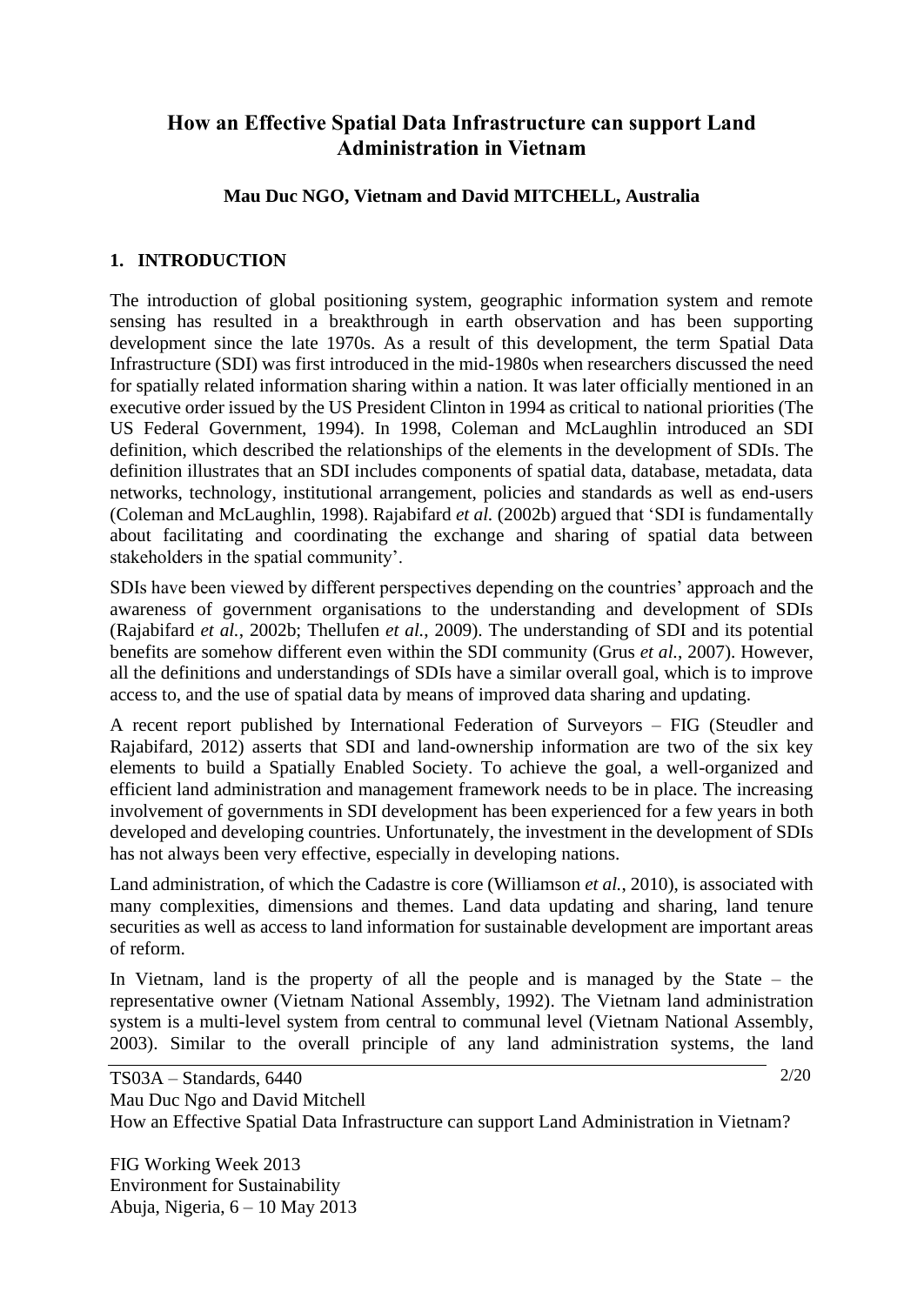# How an Effective Spatial Data Infrastructure can support Land Administration in Vietnam

**Mau Duc NGO, Vietnam and David MITCHELL, Australia**

## 1. INTRODUCTION

The introduction of global positioning system, geographic information system and remote sensing has resulted in a breakthrough in earth observation and has been supporting development since the late 1970s. As a result of this development, the term Spatial Data Infrastructure (SDI) was first introduced in the mid-1980s when researchers discussed the need for spatially related information sharing within a nation. It was later officially mentioned in an executive order issued by the US President Clinton in 1994 as critical to national priorities (The US Federal Government, 1994). In 1998, Coleman and McLaughlin introduced an SDI definition, which described the relationships of the elements in the development of SDIs. The definition illustrates that an SDI includes components of spatial data, database, metadata, data networks, technology, institutional arrangement, policies and standards as well as end-users (Coleman and McLaughlin, 1998). Rajabifard *et al.* (2002b) argued that 'SDI is fundamentally about facilitating and coordinating the exchange and sharing of spatial data between stakeholders in the spatial community'.

SDIs have been viewed by different perspectives depending on the countries' approach and the awareness of government organisations to the understanding and development of SDIs (Rajabifard *et al.*, 2002b; Thellufen *et al.*, 2009). The understanding of SDI and its potential benefits are somehow different even within the SDI community (Grus *et al.*, 2007). However, all the definitions and understandings of SDIs have a similar overall goal, which is to improve access to, and the use of spatial data by means of improved data sharing and updating.

A recent report published by International Federation of Surveyors – FIG (Steudler and Rajabifard, 2012) asserts that SDI and land-ownership information are two of the six key elements to build a Spatially Enabled Society. To achieve the goal, a well-organized and efficient land administration and management framework needs to be in place. The increasing involvement of governments in SDI development has been experienced for a few years in both developed and developing countries. Unfortunately, the investment in the development of SDIs has not always been very effective, especially in developing nations.

Land administration, of which the Cadastre is core (Williamson *et al.*, 2010), is associated with many complexities, dimensions and themes. Land data updating and sharing, land tenure securities as well as access to land information for sustainable development are important areas of reform.

In Vietnam, land is the property of all the people and is managed by the State – the representative owner (Vietnam National Assembly, 1992). The Vietnam land administration system is a multi-level system from central to communal level (Vietnam National Assembly, 2003). Similar to the overall principle of any land administration systems, the land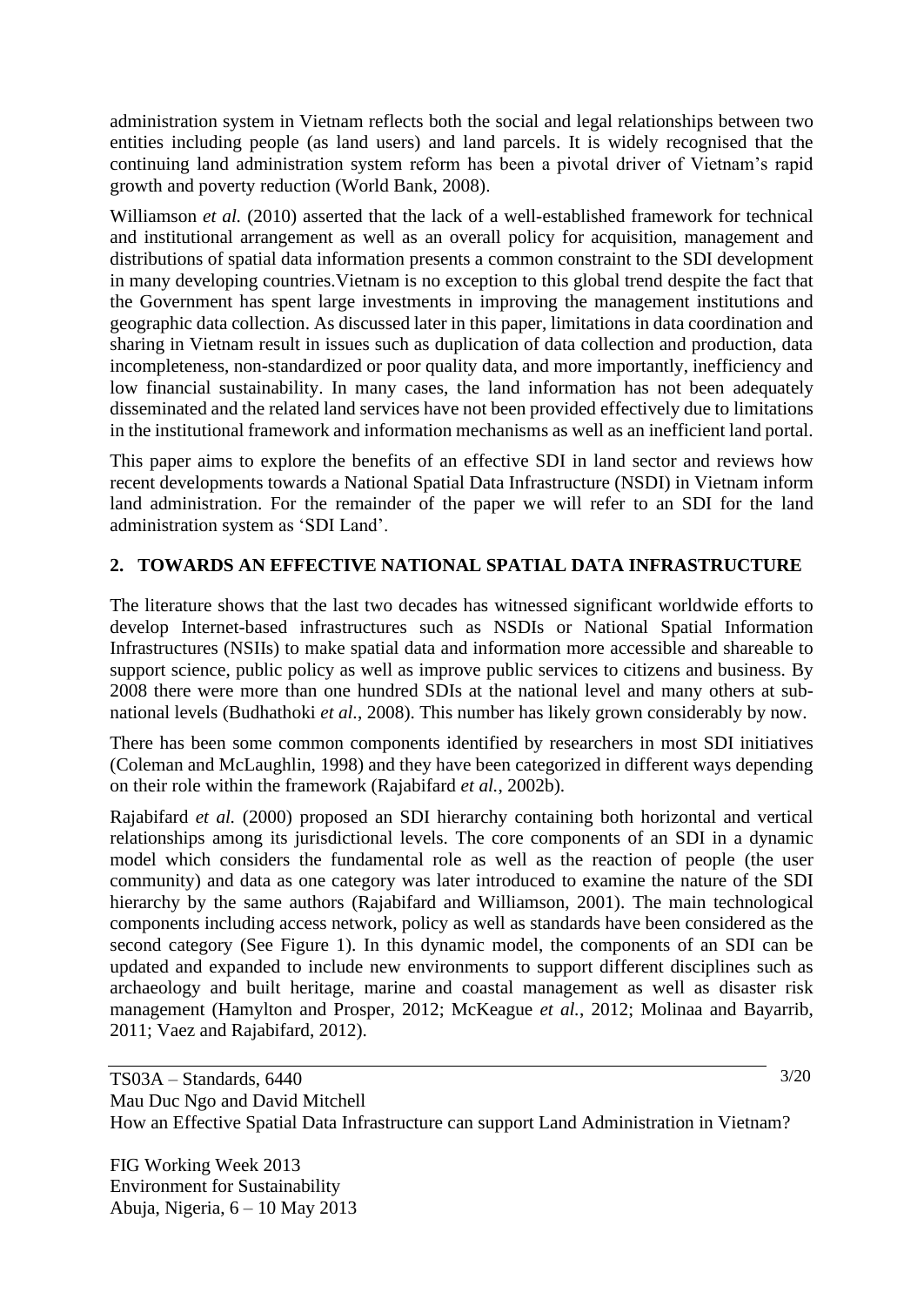administration system in Vietnam reflects both the social and legal relationships between two entities including people (as land users) and land parcels. It is widely recognised that the continuing land administration system reform has been a pivotal driver of Vietnam's rapid growth and poverty reduction (World Bank, 2008).

Williamson *et al.* (2010) asserted that the lack of a well-established framework for technical and institutional arrangement as well as an overall policy for acquisition, management and distributions of spatial data information presents a common constraint to the SDI development in many developing countries.Vietnam is no exception to this global trend despite the fact that the Government has spent large investments in improving the management institutions and geographic data collection. As discussed later in this paper, limitations in data coordination and sharing in Vietnam result in issues such as duplication of data collection and production, data incompleteness, non-standardized or poor quality data, and more importantly, inefficiency and low financial sustainability. In many cases, the land information has not been adequately disseminated and the related land services have not been provided effectively due to limitations in the institutional framework and information mechanisms as well as an inefficient land portal.

This paper aims to explore the benefits of an effective SDI in land sector and reviews how recent developments towards a National Spatial Data Infrastructure (NSDI) in Vietnam inform land administration. For the remainder of the paper we will refer to an SDI for the land administration system as 'SDI Land'.

## 2. TOWARDS AN EFFECTIVE NATIONAL SPATIAL DATA INFRASTRUCTURE

The literature shows that the last two decades has witnessed significant worldwide efforts to develop Internet-based infrastructures such as NSDIs or National Spatial Information Infrastructures (NSIIs) to make spatial data and information more accessible and shareable to support science, public policy as well as improve public services to citizens and business. By 2008 there were more than one hundred SDIs at the national level and many others at sub-national levels (Budhathoki *et al.*, 2008). This number has likely grown considerably by now.

There has been some common components identified by researchers in most SDI initiatives (Coleman and McLaughlin, 1998) and they have been categorized in different ways depending on their role within the framework (Rajabifard *et al.*, 2002b).

Rajabifard *et al.* (2000) proposed an SDI hierarchy containing both horizontal and vertical relationships among its jurisdictional levels. The core components of an SDI in a dynamic model which considers the fundamental role as well as the reaction of people (the user community) and data as one category was later introduced to examine the nature of the SDI hierarchy by the same authors (Rajabifard and Williamson, 2001). The main technological components including access network, policy as well as standards have been considered as the second category (See Figure 1). In this dynamic model, the components of an SDI can be updated and expanded to include new environments to support different disciplines such as archaeology and built heritage, marine and coastal management as well as disaster risk management (Hamylton and Prosper, 2012; McKeague *et al.*, 2012; Molinaa and Bayarrib, 2011; Vaez and Rajabifard, 2012).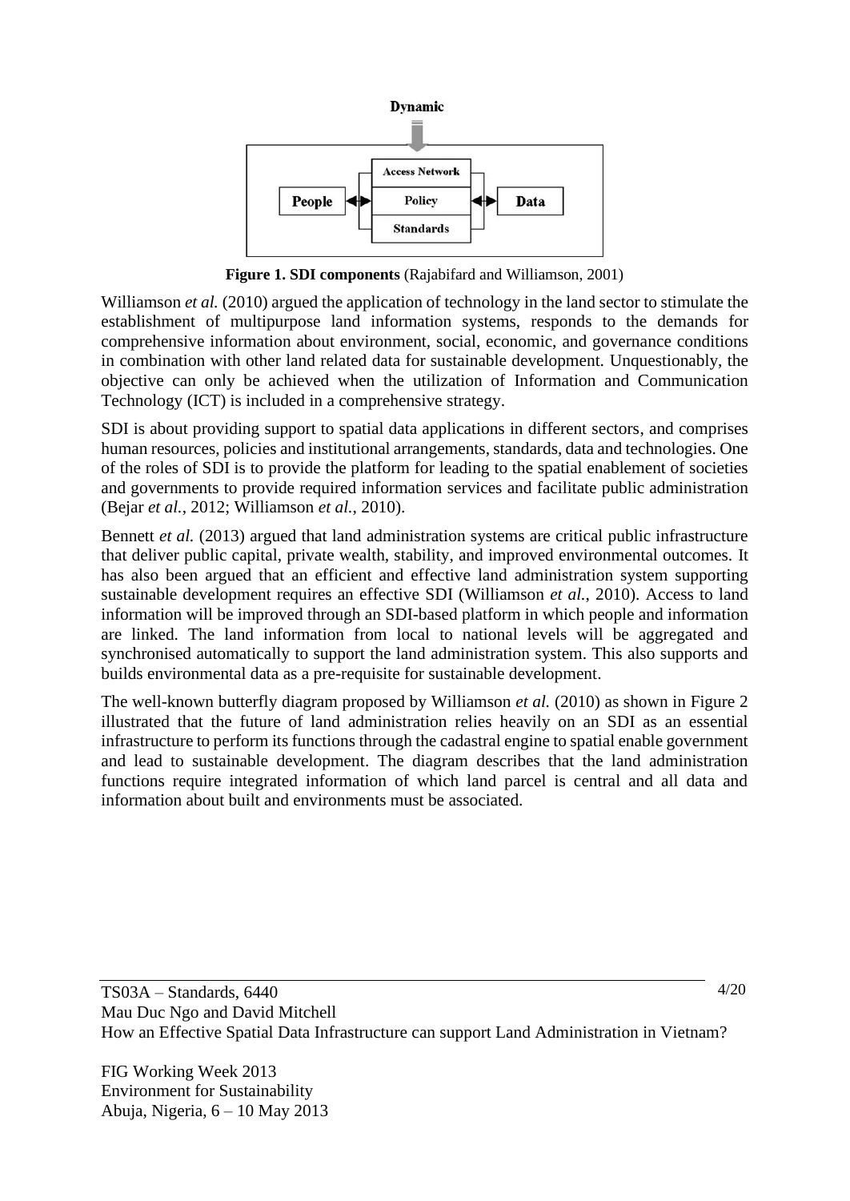**Figure 1. SDI components** (Rajabifard and Williamson, 2001)

Williamson *et al.* (2010) argued the application of technology in the land sector to stimulate the establishment of multipurpose land information systems, responds to the demands for comprehensive information about environment, social, economic, and governance conditions in combination with other land related data for sustainable development. Unquestionably, the objective can only be achieved when the utilization of Information and Communication Technology (ICT) is included in a comprehensive strategy.

SDI is about providing support to spatial data applications in different sectors, and comprises human resources, policies and institutional arrangements, standards, data and technologies. One of the roles of SDI is to provide the platform for leading to the spatial enablement of societies and governments to provide required information services and facilitate public administration (Bejar *et al.*, 2012; Williamson *et al.*, 2010).

Bennett *et al.* (2013) argued that land administration systems are critical public infrastructure that deliver public capital, private wealth, stability, and improved environmental outcomes. It has also been argued that an efficient and effective land administration system supporting sustainable development requires an effective SDI (Williamson *et al.*, 2010). Access to land information will be improved through an SDI-based platform in which people and information are linked. The land information from local to national levels will be aggregated and synchronised automatically to support the land administration system. This also supports and builds environmental data as a pre-requisite for sustainable development.

The well-known butterfly diagram proposed by Williamson *et al.* (2010) as shown in Figure 2 illustrated that the future of land administration relies heavily on an SDI as an essential infrastructure to perform its functions through the cadastral engine to spatial enable government and lead to sustainable development. The diagram describes that the land administration functions require integrated information of which land parcel is central and all data and information about built and environments must be associated.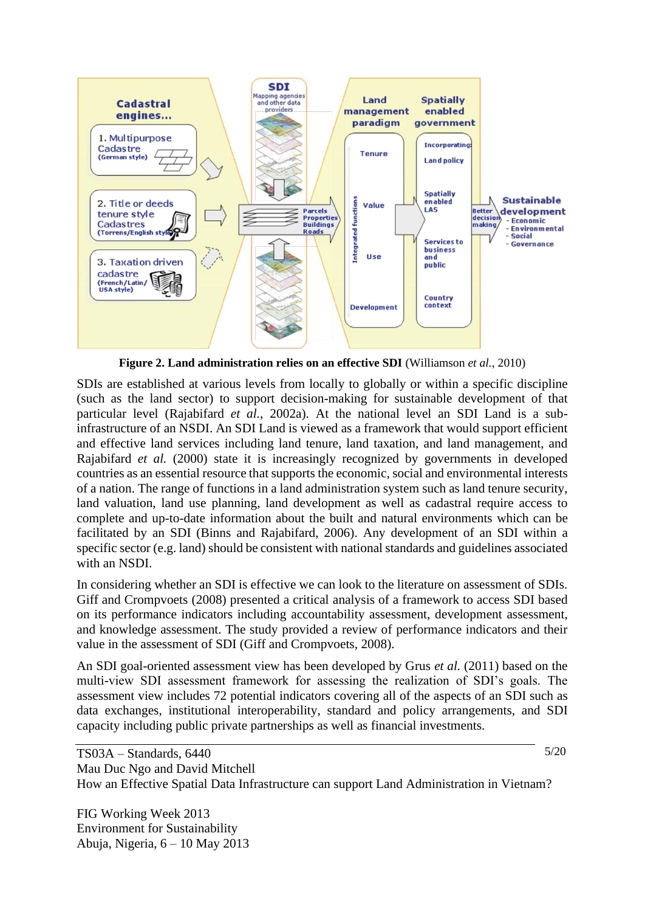**Figure 2. Land administration relies on an effective SDI** (Williamson *et al.*, 2010)

SDIs are established at various levels from locally to globally or within a specific discipline (such as the land sector) to support decision-making for sustainable development of that particular level (Rajabifard *et al.*, 2002a). At the national level an SDI Land is a sub-infrastructure of an NSDI. An SDI Land is viewed as a framework that would support efficient and effective land services including land tenure, land taxation, and land management, and Rajabifard *et al.* (2000) state it is increasingly recognized by governments in developed countries as an essential resource that supports the economic, social and environmental interests of a nation. The range of functions in a land administration system such as land tenure security, land valuation, land use planning, land development as well as cadastral require access to complete and up-to-date information about the built and natural environments which can be facilitated by an SDI (Binns and Rajabifard, 2006). Any development of an SDI within a specific sector (e.g. land) should be consistent with national standards and guidelines associated with an NSDI.

In considering whether an SDI is effective we can look to the literature on assessment of SDIs. Giff and Crompvoets (2008) presented a critical analysis of a framework to access SDI based on its performance indicators including accountability assessment, development assessment, and knowledge assessment. The study provided a review of performance indicators and their value in the assessment of SDI (Giff and Crompvoets, 2008).

An SDI goal-oriented assessment view has been developed by Grus *et al.* (2011) based on the multi-view SDI assessment framework for assessing the realization of SDI's goals. The assessment view includes 72 potential indicators covering all of the aspects of an SDI such as data exchanges, institutional interoperability, standard and policy arrangements, and SDI capacity including public private partnerships as well as financial investments.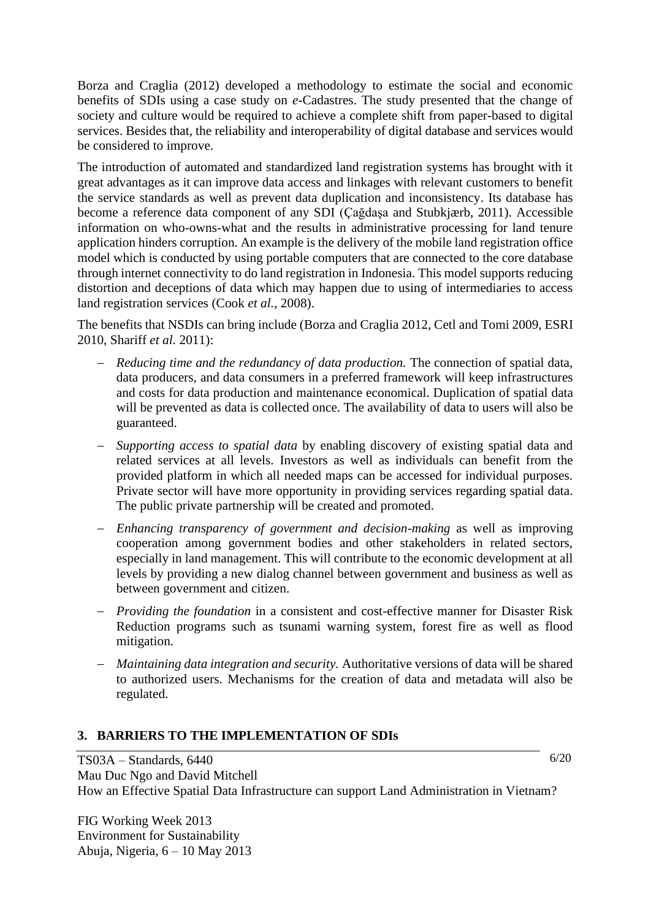Borza and Craglia (2012) developed a methodology to estimate the social and economic benefits of SDIs using a case study on *e*-Cadastres. The study presented that the change of society and culture would be required to achieve a complete shift from paper-based to digital services. Besides that, the reliability and interoperability of digital database and services would be considered to improve.

The introduction of automated and standardized land registration systems has brought with it great advantages as it can improve data access and linkages with relevant customers to benefit the service standards as well as prevent data duplication and inconsistency. Its database has become a reference data component of any SDI (Çağdaşa and Stubkjærb, 2011). Accessible information on who-owns-what and the results in administrative processing for land tenure application hinders corruption. An example is the delivery of the mobile land registration office model which is conducted by using portable computers that are connected to the core database through internet connectivity to do land registration in Indonesia. This model supports reducing distortion and deceptions of data which may happen due to using of intermediaries to access land registration services (Cook *et al.*, 2008).

The benefits that NSDIs can bring include (Borza and Craglia 2012, Cetl and Tomi 2009, ESRI 2010, Shariff *et al.* 2011):

- *Reducing time and the redundancy of data production.* The connection of spatial data, data producers, and data consumers in a preferred framework will keep infrastructures and costs for data production and maintenance economical. Duplication of spatial data will be prevented as data is collected once. The availability of data to users will also be guaranteed.
- *Supporting access to spatial data* by enabling discovery of existing spatial data and related services at all levels. Investors as well as individuals can benefit from the provided platform in which all needed maps can be accessed for individual purposes. Private sector will have more opportunity in providing services regarding spatial data. The public private partnership will be created and promoted.
- *Enhancing transparency of government and decision-making* as well as improving cooperation among government bodies and other stakeholders in related sectors, especially in land management. This will contribute to the economic development at all levels by providing a new dialog channel between government and business as well as between government and citizen.
- *Providing the foundation* in a consistent and cost-effective manner for Disaster Risk Reduction programs such as tsunami warning system, forest fire as well as flood mitigation.
- *Maintaining data integration and security.* Authoritative versions of data will be shared to authorized users. Mechanisms for the creation of data and metadata will also be regulated.

## 3. BARRIERS TO THE IMPLEMENTATION OF SDIs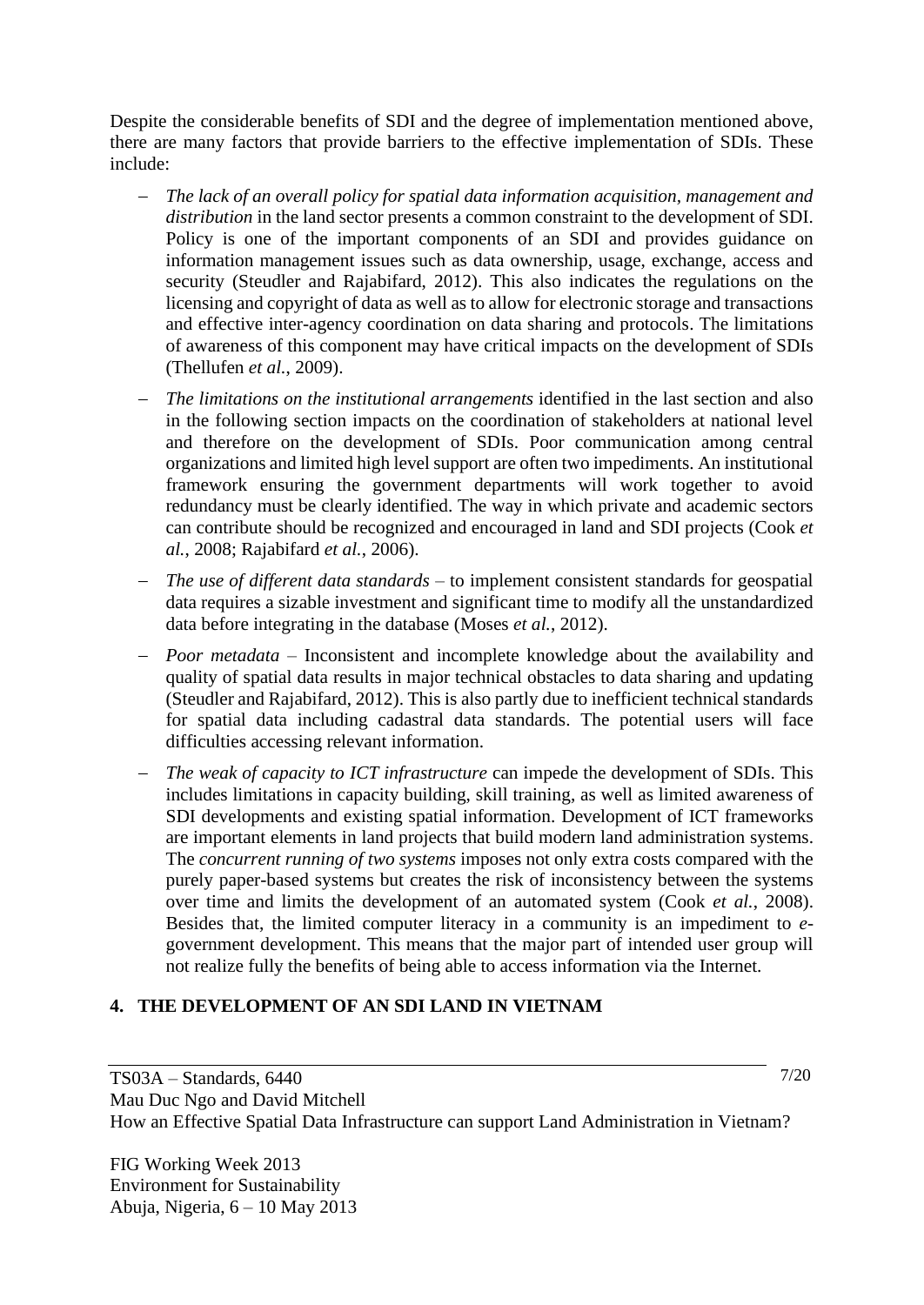Despite the considerable benefits of SDI and the degree of implementation mentioned above, there are many factors that provide barriers to the effective implementation of SDIs. These include:

- *The lack of an overall policy for spatial data information acquisition, management and distribution* in the land sector presents a common constraint to the development of SDI. Policy is one of the important components of an SDI and provides guidance on information management issues such as data ownership, usage, exchange, access and security (Steudler and Rajabifard, 2012). This also indicates the regulations on the licensing and copyright of data as well as to allow for electronic storage and transactions and effective inter-agency coordination on data sharing and protocols. The limitations of awareness of this component may have critical impacts on the development of SDIs (Thellufen *et al.*, 2009).
- *The limitations on the institutional arrangements* identified in the last section and also in the following section impacts on the coordination of stakeholders at national level and therefore on the development of SDIs. Poor communication among central organizations and limited high level support are often two impediments. An institutional framework ensuring the government departments will work together to avoid redundancy must be clearly identified. The way in which private and academic sectors can contribute should be recognized and encouraged in land and SDI projects (Cook *et al.*, 2008; Rajabifard *et al.*, 2006).
- *The use of different data standards* – to implement consistent standards for geospatial data requires a sizable investment and significant time to modify all the unstandardized data before integrating in the database (Moses *et al.*, 2012).
- *Poor metadata* – Inconsistent and incomplete knowledge about the availability and quality of spatial data results in major technical obstacles to data sharing and updating (Steudler and Rajabifard, 2012). This is also partly due to inefficient technical standards for spatial data including cadastral data standards. The potential users will face difficulties accessing relevant information.
- *The weak of capacity to ICT infrastructure* can impede the development of SDIs. This includes limitations in capacity building, skill training, as well as limited awareness of SDI developments and existing spatial information. Development of ICT frameworks are important elements in land projects that build modern land administration systems. The *concurrent running of two systems* imposes not only extra costs compared with the purely paper-based systems but creates the risk of inconsistency between the systems over time and limits the development of an automated system (Cook *et al.*, 2008). Besides that, the limited computer literacy in a community is an impediment to *e*-government development. This means that the major part of intended user group will not realize fully the benefits of being able to access information via the Internet.

## 4. THE DEVELOPMENT OF AN SDI LAND IN VIETNAM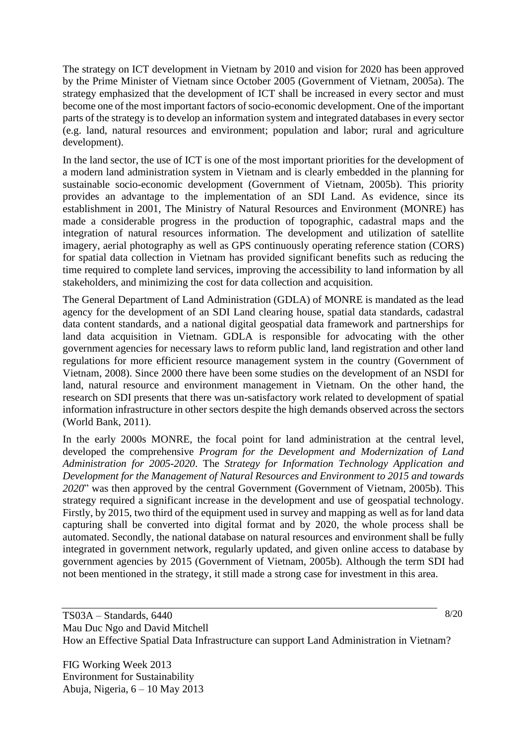The strategy on ICT development in Vietnam by 2010 and vision for 2020 has been approved by the Prime Minister of Vietnam since October 2005 (Government of Vietnam, 2005a). The strategy emphasized that the development of ICT shall be increased in every sector and must become one of the most important factors of socio-economic development. One of the important parts of the strategy is to develop an information system and integrated databases in every sector (e.g. land, natural resources and environment; population and labor; rural and agriculture development).

In the land sector, the use of ICT is one of the most important priorities for the development of a modern land administration system in Vietnam and is clearly embedded in the planning for sustainable socio-economic development (Government of Vietnam, 2005b). This priority provides an advantage to the implementation of an SDI Land. As evidence, since its establishment in 2001, The Ministry of Natural Resources and Environment (MONRE) has made a considerable progress in the production of topographic, cadastral maps and the integration of natural resources information. The development and utilization of satellite imagery, aerial photography as well as GPS continuously operating reference station (CORS) for spatial data collection in Vietnam has provided significant benefits such as reducing the time required to complete land services, improving the accessibility to land information by all stakeholders, and minimizing the cost for data collection and acquisition.

The General Department of Land Administration (GDLA) of MONRE is mandated as the lead agency for the development of an SDI Land clearing house, spatial data standards, cadastral data content standards, and a national digital geospatial data framework and partnerships for land data acquisition in Vietnam. GDLA is responsible for advocating with the other government agencies for necessary laws to reform public land, land registration and other land regulations for more efficient resource management system in the country (Government of Vietnam, 2008). Since 2000 there have been some studies on the development of an NSDI for land, natural resource and environment management in Vietnam. On the other hand, the research on SDI presents that there was un-satisfactory work related to development of spatial information infrastructure in other sectors despite the high demands observed across the sectors (World Bank, 2011).

In the early 2000s MONRE, the focal point for land administration at the central level, developed the comprehensive *Program for the Development and Modernization of Land Administration for 2005-2020*. The *Strategy for Information Technology Application and Development for the Management of Natural Resources and Environment to 2015 and towards 2020*" was then approved by the central Government (Government of Vietnam, 2005b). This strategy required a significant increase in the development and use of geospatial technology. Firstly, by 2015, two third of the equipment used in survey and mapping as well as for land data capturing shall be converted into digital format and by 2020, the whole process shall be automated. Secondly, the national database on natural resources and environment shall be fully integrated in government network, regularly updated, and given online access to database by government agencies by 2015 (Government of Vietnam, 2005b). Although the term SDI had not been mentioned in the strategy, it still made a strong case for investment in this area.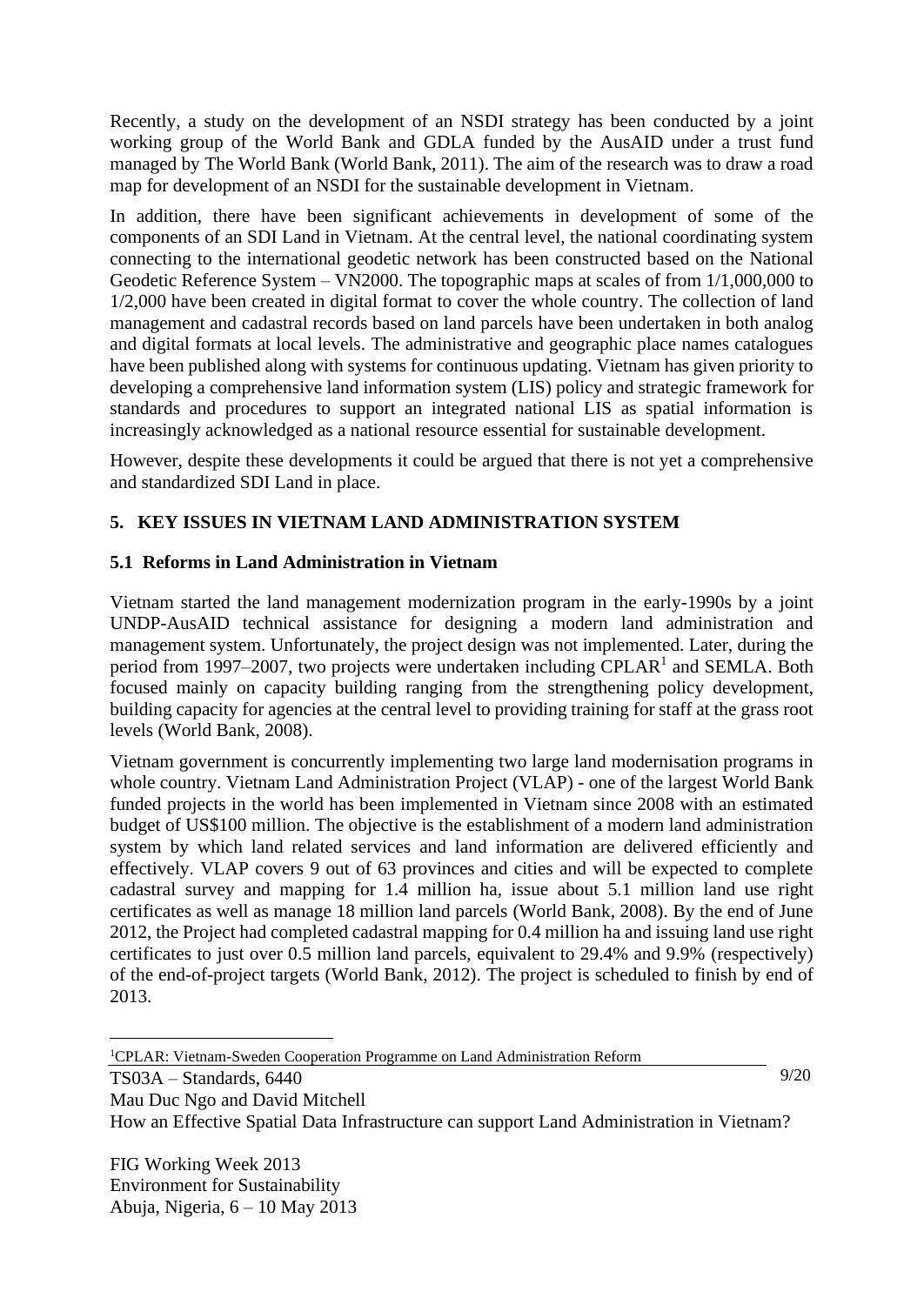Recently, a study on the development of an NSDI strategy has been conducted by a joint working group of the World Bank and GDLA funded by the AusAID under a trust fund managed by The World Bank (World Bank, 2011). The aim of the research was to draw a road map for development of an NSDI for the sustainable development in Vietnam.

In addition, there have been significant achievements in development of some of the components of an SDI Land in Vietnam. At the central level, the national coordinating system connecting to the international geodetic network has been constructed based on the National Geodetic Reference System – VN2000. The topographic maps at scales of from 1/1,000,000 to 1/2,000 have been created in digital format to cover the whole country. The collection of land management and cadastral records based on land parcels have been undertaken in both analog and digital formats at local levels. The administrative and geographic place names catalogues have been published along with systems for continuous updating. Vietnam has given priority to developing a comprehensive land information system (LIS) policy and strategic framework for standards and procedures to support an integrated national LIS as spatial information is increasingly acknowledged as a national resource essential for sustainable development.

However, despite these developments it could be argued that there is not yet a comprehensive and standardized SDI Land in place.

## 5. KEY ISSUES IN VIETNAM LAND ADMINISTRATION SYSTEM

### 5.1 Reforms in Land Administration in Vietnam

Vietnam started the land management modernization program in the early-1990s by a joint UNDP-AusAID technical assistance for designing a modern land administration and management system. Unfortunately, the project design was not implemented. Later, during the period from 1997–2007, two projects were undertaken including CPLAR[1] and SEMLA. Both focused mainly on capacity building ranging from the strengthening policy development, building capacity for agencies at the central level to providing training for staff at the grass root levels (World Bank, 2008).

Vietnam government is concurrently implementing two large land modernisation programs in whole country. Vietnam Land Administration Project (VLAP) - one of the largest World Bank funded projects in the world has been implemented in Vietnam since 2008 with an estimated budget of US$100 million. The objective is the establishment of a modern land administration system by which land related services and land information are delivered efficiently and effectively. VLAP covers 9 out of 63 provinces and cities and will be expected to complete cadastral survey and mapping for 1.4 million ha, issue about 5.1 million land use right certificates as well as manage 18 million land parcels (World Bank, 2008). By the end of June 2012, the Project had completed cadastral mapping for 0.4 million ha and issuing land use right certificates to just over 0.5 million land parcels, equivalent to 29.4% and 9.9% (respectively) of the end-of-project targets (World Bank, 2012). The project is scheduled to finish by end of 2013.

[1] CPLAR: Vietnam-Sweden Cooperation Programme on Land Administration Reform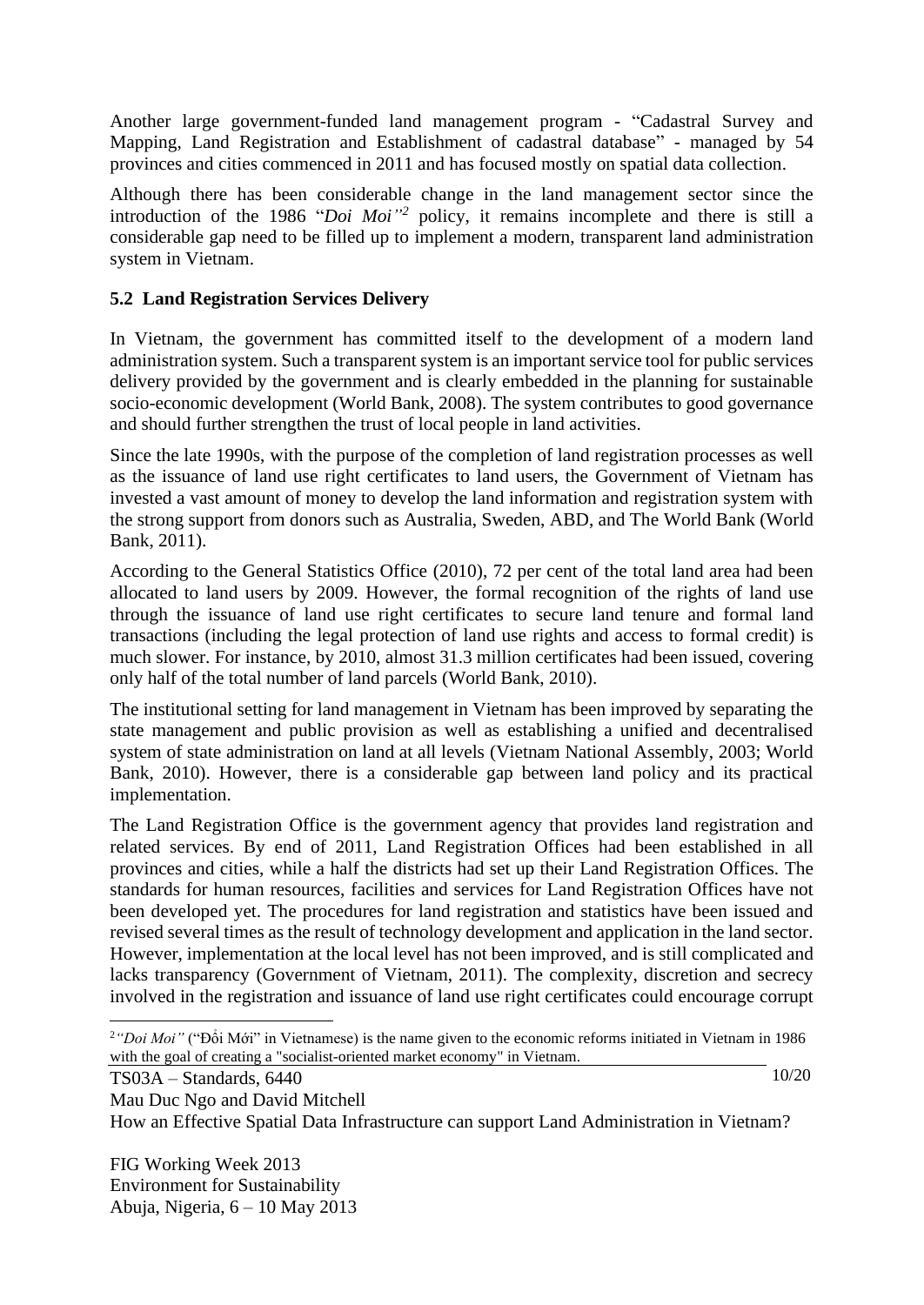Another large government-funded land management program - "Cadastral Survey and Mapping, Land Registration and Establishment of cadastral database" - managed by 54 provinces and cities commenced in 2011 and has focused mostly on spatial data collection.

Although there has been considerable change in the land management sector since the introduction of the 1986 "*Doi Moi"*[2] policy, it remains incomplete and there is still a considerable gap need to be filled up to implement a modern, transparent land administration system in Vietnam.

### 5.2 Land Registration Services Delivery

In Vietnam, the government has committed itself to the development of a modern land administration system. Such a transparent system is an important service tool for public services delivery provided by the government and is clearly embedded in the planning for sustainable socio-economic development (World Bank, 2008). The system contributes to good governance and should further strengthen the trust of local people in land activities.

Since the late 1990s, with the purpose of the completion of land registration processes as well as the issuance of land use right certificates to land users, the Government of Vietnam has invested a vast amount of money to develop the land information and registration system with the strong support from donors such as Australia, Sweden, ABD, and The World Bank (World Bank, 2011).

According to the General Statistics Office (2010), 72 per cent of the total land area had been allocated to land users by 2009. However, the formal recognition of the rights of land use through the issuance of land use right certificates to secure land tenure and formal land transactions (including the legal protection of land use rights and access to formal credit) is much slower. For instance, by 2010, almost 31.3 million certificates had been issued, covering only half of the total number of land parcels (World Bank, 2010).

The institutional setting for land management in Vietnam has been improved by separating the state management and public provision as well as establishing a unified and decentralised system of state administration on land at all levels (Vietnam National Assembly, 2003; World Bank, 2010). However, there is a considerable gap between land policy and its practical implementation.

The Land Registration Office is the government agency that provides land registration and related services. By end of 2011, Land Registration Offices had been established in all provinces and cities, while a half the districts had set up their Land Registration Offices. The standards for human resources, facilities and services for Land Registration Offices have not been developed yet. The procedures for land registration and statistics have been issued and revised several times as the result of technology development and application in the land sector. However, implementation at the local level has not been improved, and is still complicated and lacks transparency (Government of Vietnam, 2011). The complexity, discretion and secrecy involved in the registration and issuance of land use right certificates could encourage corrupt

---

[2] *"Doi Moi"* ("Đổi Mới" in Vietnamese) is the name given to the economic reforms initiated in Vietnam in 1986 with the goal of creating a "socialist-oriented market economy" in Vietnam.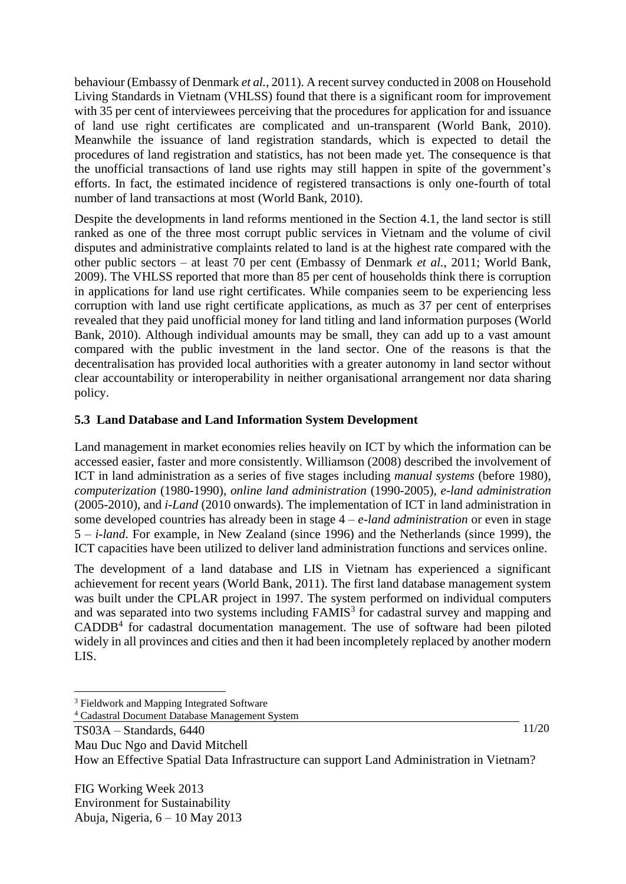behaviour (Embassy of Denmark *et al.*, 2011). A recent survey conducted in 2008 on Household Living Standards in Vietnam (VHLSS) found that there is a significant room for improvement with 35 per cent of interviewees perceiving that the procedures for application for and issuance of land use right certificates are complicated and un-transparent (World Bank, 2010). Meanwhile the issuance of land registration standards, which is expected to detail the procedures of land registration and statistics, has not been made yet. The consequence is that the unofficial transactions of land use rights may still happen in spite of the government's efforts. In fact, the estimated incidence of registered transactions is only one-fourth of total number of land transactions at most (World Bank, 2010).

Despite the developments in land reforms mentioned in the Section 4.1, the land sector is still ranked as one of the three most corrupt public services in Vietnam and the volume of civil disputes and administrative complaints related to land is at the highest rate compared with the other public sectors – at least 70 per cent (Embassy of Denmark *et al.*, 2011; World Bank, 2009). The VHLSS reported that more than 85 per cent of households think there is corruption in applications for land use right certificates. While companies seem to be experiencing less corruption with land use right certificate applications, as much as 37 per cent of enterprises revealed that they paid unofficial money for land titling and land information purposes (World Bank, 2010). Although individual amounts may be small, they can add up to a vast amount compared with the public investment in the land sector. One of the reasons is that the decentralisation has provided local authorities with a greater autonomy in land sector without clear accountability or interoperability in neither organisational arrangement nor data sharing policy.

### 5.3 Land Database and Land Information System Development

Land management in market economies relies heavily on ICT by which the information can be accessed easier, faster and more consistently. Williamson (2008) described the involvement of ICT in land administration as a series of five stages including *manual systems* (before 1980), *computerization* (1980-1990), *online land administration* (1990-2005), *e-land administration* (2005-2010), and *i-Land* (2010 onwards). The implementation of ICT in land administration in some developed countries has already been in stage 4 – *e-land administration* or even in stage 5 – *i-land*. For example, in New Zealand (since 1996) and the Netherlands (since 1999), the ICT capacities have been utilized to deliver land administration functions and services online.

The development of a land database and LIS in Vietnam has experienced a significant achievement for recent years (World Bank, 2011). The first land database management system was built under the CPLAR project in 1997. The system performed on individual computers and was separated into two systems including FAMIS[3] for cadastral survey and mapping and CADDB[4] for cadastral documentation management. The use of software had been piloted widely in all provinces and cities and then it had been incompletely replaced by another modern LIS.

[3] Fieldwork and Mapping Integrated Software

[4] Cadastral Document Database Management System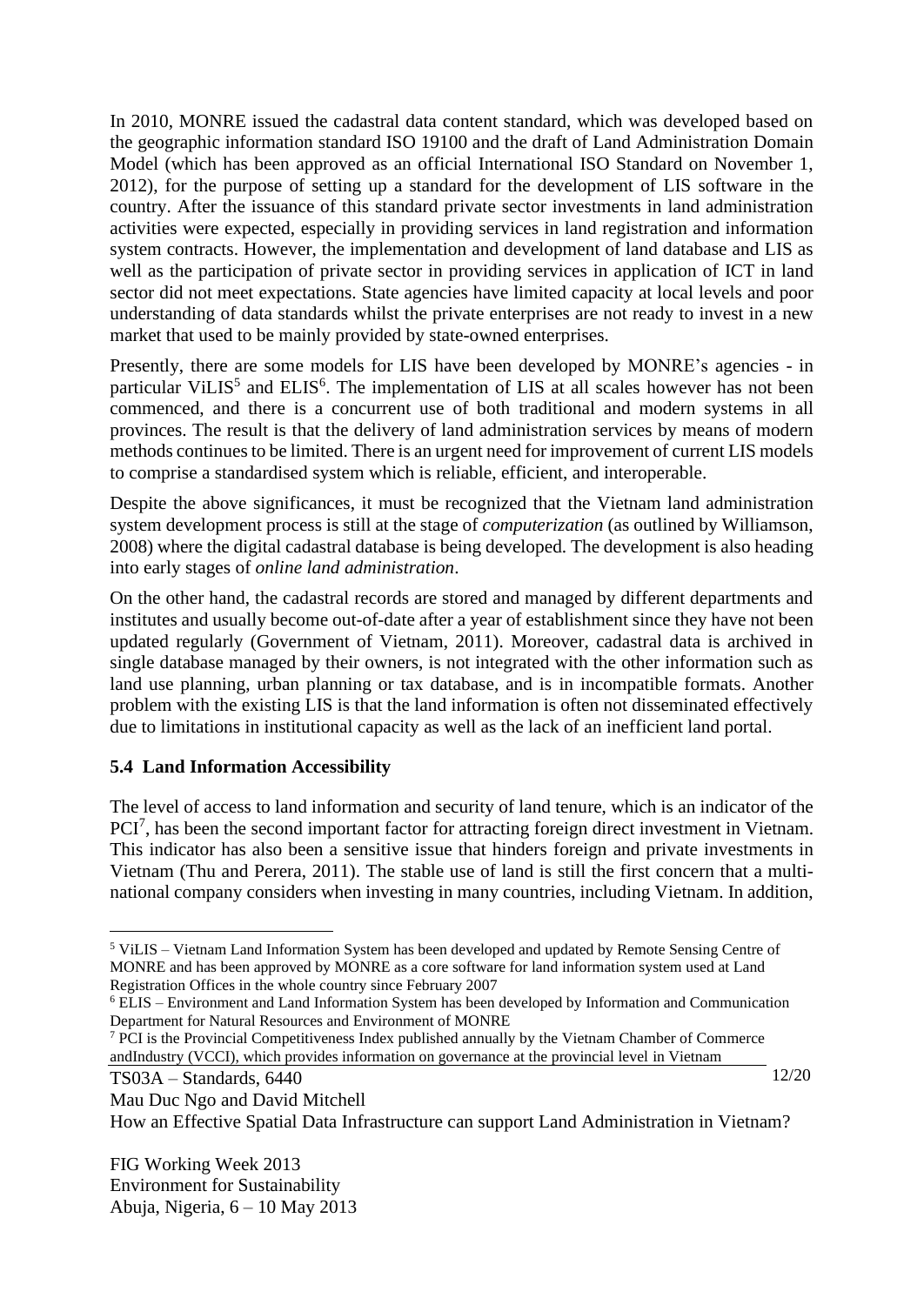In 2010, MONRE issued the cadastral data content standard, which was developed based on the geographic information standard ISO 19100 and the draft of Land Administration Domain Model (which has been approved as an official International ISO Standard on November 1, 2012), for the purpose of setting up a standard for the development of LIS software in the country. After the issuance of this standard private sector investments in land administration activities were expected, especially in providing services in land registration and information system contracts. However, the implementation and development of land database and LIS as well as the participation of private sector in providing services in application of ICT in land sector did not meet expectations. State agencies have limited capacity at local levels and poor understanding of data standards whilst the private enterprises are not ready to invest in a new market that used to be mainly provided by state-owned enterprises.

Presently, there are some models for LIS have been developed by MONRE's agencies - in particular ViLIS[5] and ELIS[6]. The implementation of LIS at all scales however has not been commenced, and there is a concurrent use of both traditional and modern systems in all provinces. The result is that the delivery of land administration services by means of modern methods continues to be limited. There is an urgent need for improvement of current LIS models to comprise a standardised system which is reliable, efficient, and interoperable.

Despite the above significances, it must be recognized that the Vietnam land administration system development process is still at the stage of *computerization* (as outlined by Williamson, 2008) where the digital cadastral database is being developed. The development is also heading into early stages of *online land administration*.

On the other hand, the cadastral records are stored and managed by different departments and institutes and usually become out-of-date after a year of establishment since they have not been updated regularly (Government of Vietnam, 2011). Moreover, cadastral data is archived in single database managed by their owners, is not integrated with the other information such as land use planning, urban planning or tax database, and is in incompatible formats. Another problem with the existing LIS is that the land information is often not disseminated effectively due to limitations in institutional capacity as well as the lack of an inefficient land portal.

### 5.4 Land Information Accessibility

The level of access to land information and security of land tenure, which is an indicator of the PCI[7], has been the second important factor for attracting foreign direct investment in Vietnam. This indicator has also been a sensitive issue that hinders foreign and private investments in Vietnam (Thu and Perera, 2011). The stable use of land is still the first concern that a multi-national company considers when investing in many countries, including Vietnam. In addition,

---

[5] ViLIS – Vietnam Land Information System has been developed and updated by Remote Sensing Centre of MONRE and has been approved by MONRE as a core software for land information system used at Land Registration Offices in the whole country since February 2007

[6] ELIS – Environment and Land Information System has been developed by Information and Communication Department for Natural Resources and Environment of MONRE

[7] PCI is the Provincial Competitiveness Index published annually by the Vietnam Chamber of Commerce andIndustry (VCCI), which provides information on governance at the provincial level in Vietnam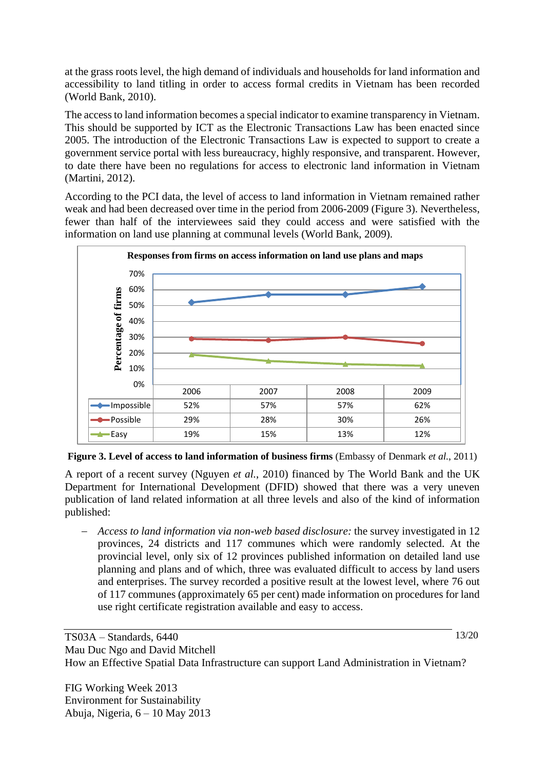at the grass roots level, the high demand of individuals and households for land information and accessibility to land titling in order to access formal credits in Vietnam has been recorded (World Bank, 2010).

The access to land information becomes a special indicator to examine transparency in Vietnam. This should be supported by ICT as the Electronic Transactions Law has been enacted since 2005. The introduction of the Electronic Transactions Law is expected to support to create a government service portal with less bureaucracy, highly responsive, and transparent. However, to date there have been no regulations for access to electronic land information in Vietnam (Martini, 2012).

According to the PCI data, the level of access to land information in Vietnam remained rather weak and had been decreased over time in the period from 2006-2009 (Figure 3). Nevertheless, fewer than half of the interviewees said they could access and were satisfied with the information on land use planning at communal levels (World Bank, 2009).

**Responses from firms on access information on land use plans and maps**

| Percentage of firms | 2006 | 2007 | 2008 | 2009 |
|---|---|---|---|---|
| Impossible | 52% | 57% | 57% | 62% |
| Possible | 29% | 28% | 30% | 26% |
| Easy | 19% | 15% | 13% | 12% |

**Figure 3. Level of access to land information of business firms** (Embassy of Denmark *et al.*, 2011)

A report of a recent survey (Nguyen *et al.*, 2010) financed by The World Bank and the UK Department for International Development (DFID) showed that there was a very uneven publication of land related information at all three levels and also of the kind of information published:

- *Access to land information via non-web based disclosure:* the survey investigated in 12 provinces, 24 districts and 117 communes which were randomly selected. At the provincial level, only six of 12 provinces published information on detailed land use planning and plans and of which, three was evaluated difficult to access by land users and enterprises. The survey recorded a positive result at the lowest level, where 76 out of 117 communes (approximately 65 per cent) made information on procedures for land use right certificate registration available and easy to access.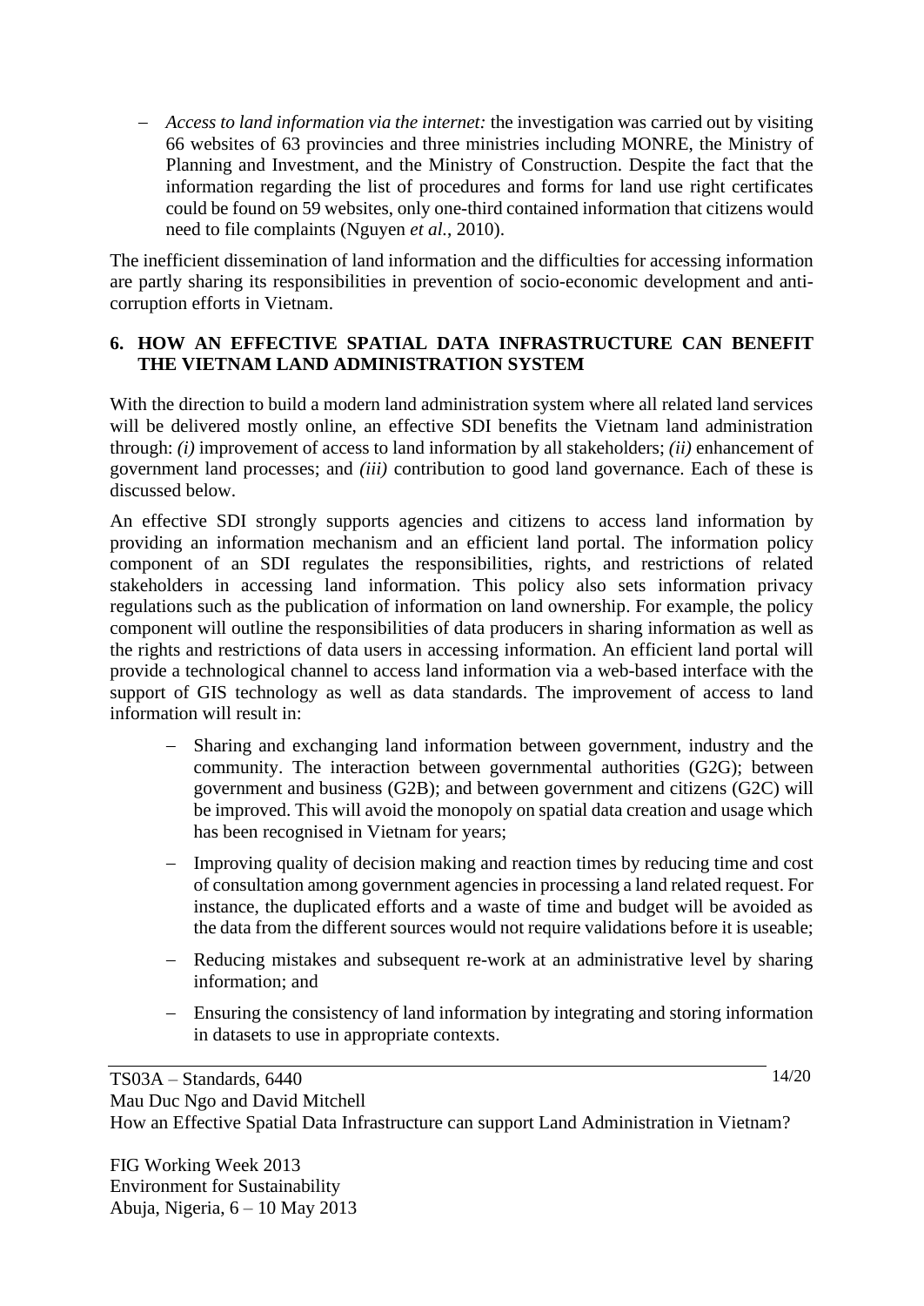- *Access to land information via the internet:* the investigation was carried out by visiting 66 websites of 63 provincies and three ministries including MONRE, the Ministry of Planning and Investment, and the Ministry of Construction. Despite the fact that the information regarding the list of procedures and forms for land use right certificates could be found on 59 websites, only one-third contained information that citizens would need to file complaints (Nguyen *et al.*, 2010).

The inefficient dissemination of land information and the difficulties for accessing information are partly sharing its responsibilities in prevention of socio-economic development and anti-corruption efforts in Vietnam.

## 6. HOW AN EFFECTIVE SPATIAL DATA INFRASTRUCTURE CAN BENEFIT THE VIETNAM LAND ADMINISTRATION SYSTEM

With the direction to build a modern land administration system where all related land services will be delivered mostly online, an effective SDI benefits the Vietnam land administration through: *(i)* improvement of access to land information by all stakeholders; *(ii)* enhancement of government land processes; and *(iii)* contribution to good land governance. Each of these is discussed below.

An effective SDI strongly supports agencies and citizens to access land information by providing an information mechanism and an efficient land portal. The information policy component of an SDI regulates the responsibilities, rights, and restrictions of related stakeholders in accessing land information. This policy also sets information privacy regulations such as the publication of information on land ownership. For example, the policy component will outline the responsibilities of data producers in sharing information as well as the rights and restrictions of data users in accessing information. An efficient land portal will provide a technological channel to access land information via a web-based interface with the support of GIS technology as well as data standards. The improvement of access to land information will result in:

- Sharing and exchanging land information between government, industry and the community. The interaction between governmental authorities (G2G); between government and business (G2B); and between government and citizens (G2C) will be improved. This will avoid the monopoly on spatial data creation and usage which has been recognised in Vietnam for years;
- Improving quality of decision making and reaction times by reducing time and cost of consultation among government agencies in processing a land related request. For instance, the duplicated efforts and a waste of time and budget will be avoided as the data from the different sources would not require validations before it is useable;
- Reducing mistakes and subsequent re-work at an administrative level by sharing information; and
- Ensuring the consistency of land information by integrating and storing information in datasets to use in appropriate contexts.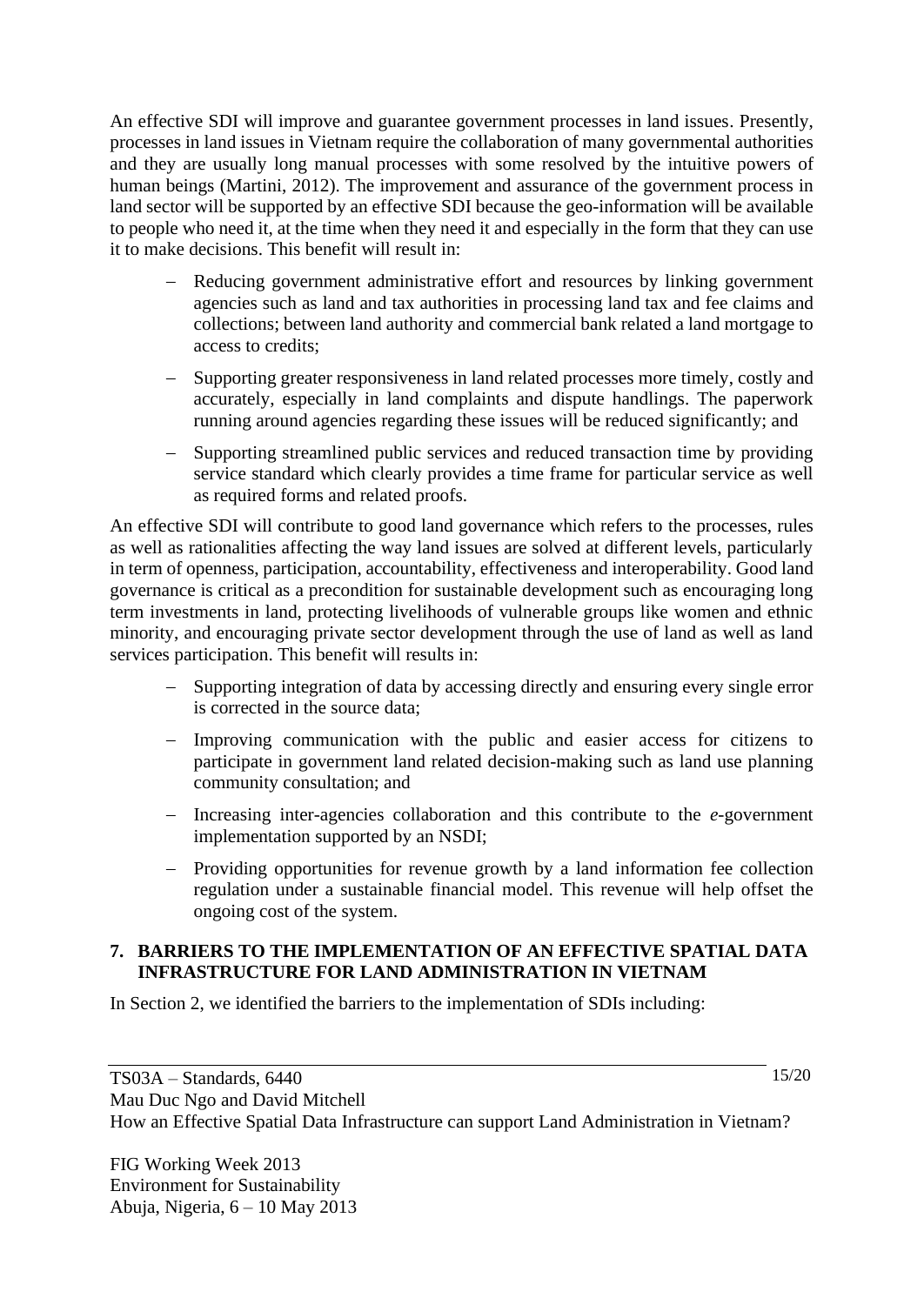An effective SDI will improve and guarantee government processes in land issues. Presently, processes in land issues in Vietnam require the collaboration of many governmental authorities and they are usually long manual processes with some resolved by the intuitive powers of human beings (Martini, 2012). The improvement and assurance of the government process in land sector will be supported by an effective SDI because the geo-information will be available to people who need it, at the time when they need it and especially in the form that they can use it to make decisions. This benefit will result in:

- Reducing government administrative effort and resources by linking government agencies such as land and tax authorities in processing land tax and fee claims and collections; between land authority and commercial bank related a land mortgage to access to credits;
- Supporting greater responsiveness in land related processes more timely, costly and accurately, especially in land complaints and dispute handlings. The paperwork running around agencies regarding these issues will be reduced significantly; and
- Supporting streamlined public services and reduced transaction time by providing service standard which clearly provides a time frame for particular service as well as required forms and related proofs.

An effective SDI will contribute to good land governance which refers to the processes, rules as well as rationalities affecting the way land issues are solved at different levels, particularly in term of openness, participation, accountability, effectiveness and interoperability. Good land governance is critical as a precondition for sustainable development such as encouraging long term investments in land, protecting livelihoods of vulnerable groups like women and ethnic minority, and encouraging private sector development through the use of land as well as land services participation. This benefit will results in:

- Supporting integration of data by accessing directly and ensuring every single error is corrected in the source data;
- Improving communication with the public and easier access for citizens to participate in government land related decision-making such as land use planning community consultation; and
- Increasing inter-agencies collaboration and this contribute to the *e*-government implementation supported by an NSDI;
- Providing opportunities for revenue growth by a land information fee collection regulation under a sustainable financial model. This revenue will help offset the ongoing cost of the system.

## 7. BARRIERS TO THE IMPLEMENTATION OF AN EFFECTIVE SPATIAL DATA INFRASTRUCTURE FOR LAND ADMINISTRATION IN VIETNAM

In Section 2, we identified the barriers to the implementation of SDIs including: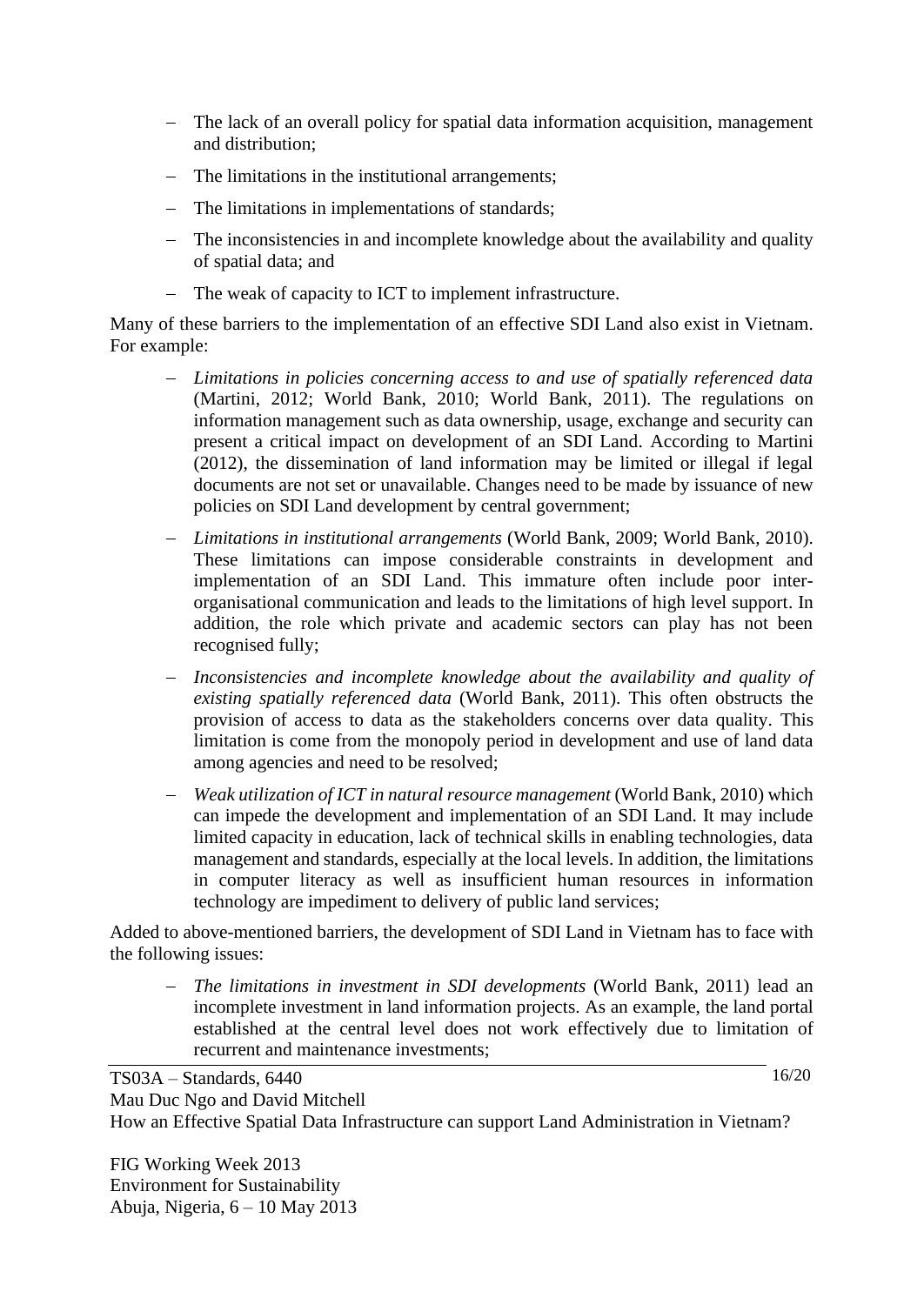- The lack of an overall policy for spatial data information acquisition, management and distribution;
- The limitations in the institutional arrangements;
- The limitations in implementations of standards;
- The inconsistencies in and incomplete knowledge about the availability and quality of spatial data; and
- The weak of capacity to ICT to implement infrastructure.

Many of these barriers to the implementation of an effective SDI Land also exist in Vietnam. For example:

- *Limitations in policies concerning access to and use of spatially referenced data* (Martini, 2012; World Bank, 2010; World Bank, 2011). The regulations on information management such as data ownership, usage, exchange and security can present a critical impact on development of an SDI Land. According to Martini (2012), the dissemination of land information may be limited or illegal if legal documents are not set or unavailable. Changes need to be made by issuance of new policies on SDI Land development by central government;
- *Limitations in institutional arrangements* (World Bank, 2009; World Bank, 2010). These limitations can impose considerable constraints in development and implementation of an SDI Land. This immature often include poor inter-organisational communication and leads to the limitations of high level support. In addition, the role which private and academic sectors can play has not been recognised fully;
- *Inconsistencies and incomplete knowledge about the availability and quality of existing spatially referenced data* (World Bank, 2011). This often obstructs the provision of access to data as the stakeholders concerns over data quality. This limitation is come from the monopoly period in development and use of land data among agencies and need to be resolved;
- *Weak utilization of ICT in natural resource management* (World Bank, 2010) which can impede the development and implementation of an SDI Land. It may include limited capacity in education, lack of technical skills in enabling technologies, data management and standards, especially at the local levels. In addition, the limitations in computer literacy as well as insufficient human resources in information technology are impediment to delivery of public land services;

Added to above-mentioned barriers, the development of SDI Land in Vietnam has to face with the following issues:

- *The limitations in investment in SDI developments* (World Bank, 2011) lead an incomplete investment in land information projects. As an example, the land portal established at the central level does not work effectively due to limitation of recurrent and maintenance investments;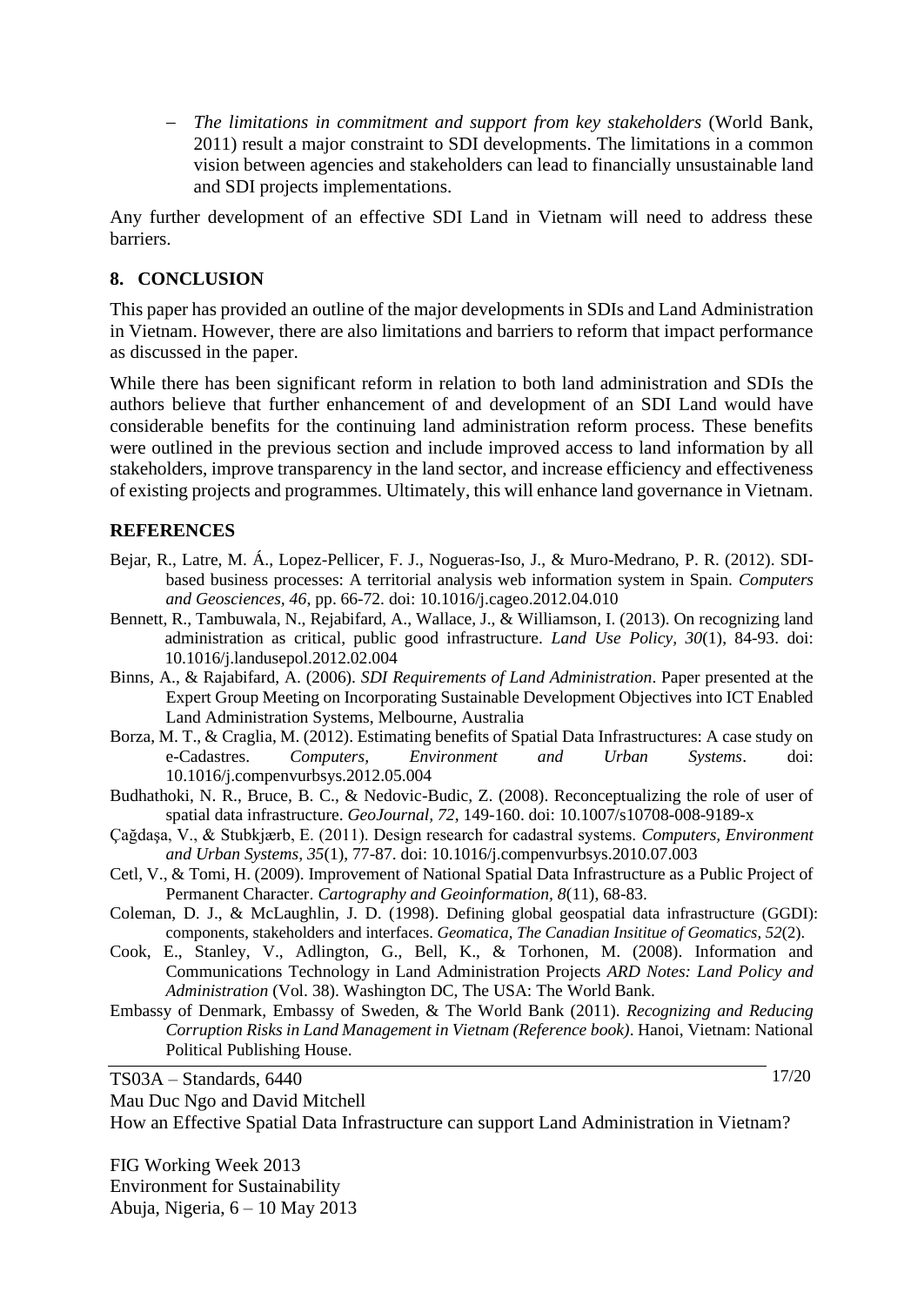- *The limitations in commitment and support from key stakeholders* (World Bank, 2011) result a major constraint to SDI developments. The limitations in a common vision between agencies and stakeholders can lead to financially unsustainable land and SDI projects implementations.

Any further development of an effective SDI Land in Vietnam will need to address these barriers.

## 8. CONCLUSION

This paper has provided an outline of the major developments in SDIs and Land Administration in Vietnam. However, there are also limitations and barriers to reform that impact performance as discussed in the paper.

While there has been significant reform in relation to both land administration and SDIs the authors believe that further enhancement of and development of an SDI Land would have considerable benefits for the continuing land administration reform process. These benefits were outlined in the previous section and include improved access to land information by all stakeholders, improve transparency in the land sector, and increase efficiency and effectiveness of existing projects and programmes. Ultimately, this will enhance land governance in Vietnam.

## REFERENCES

Bejar, R., Latre, M. Á., Lopez-Pellicer, F. J., Nogueras-Iso, J., & Muro-Medrano, P. R. (2012). SDI-based business processes: A territorial analysis web information system in Spain. *Computers and Geosciences, 46*, pp. 66-72. doi: 10.1016/j.cageo.2012.04.010

Bennett, R., Tambuwala, N., Rejabifard, A., Wallace, J., & Williamson, I. (2013). On recognizing land administration as critical, public good infrastructure. *Land Use Policy, 30*(1), 84-93. doi: 10.1016/j.landusepol.2012.02.004

Binns, A., & Rajabifard, A. (2006). *SDI Requirements of Land Administration*. Paper presented at the Expert Group Meeting on Incorporating Sustainable Development Objectives into ICT Enabled Land Administration Systems, Melbourne, Australia

Borza, M. T., & Craglia, M. (2012). Estimating benefits of Spatial Data Infrastructures: A case study on e-Cadastres. *Computers, Environment and Urban Systems*. doi: 10.1016/j.compenvurbsys.2012.05.004

Budhathoki, N. R., Bruce, B. C., & Nedovic-Budic, Z. (2008). Reconceptualizing the role of user of spatial data infrastructure. *GeoJournal, 72*, 149-160. doi: 10.1007/s10708-008-9189-x

Çağdaşa, V., & Stubkjærb, E. (2011). Design research for cadastral systems. *Computers, Environment and Urban Systems, 35*(1), 77-87. doi: 10.1016/j.compenvurbsys.2010.07.003

Cetl, V., & Tomi, H. (2009). Improvement of National Spatial Data Infrastructure as a Public Project of Permanent Character. *Cartography and Geoinformation, 8*(11), 68-83.

Coleman, D. J., & McLaughlin, J. D. (1998). Defining global geospatial data infrastructure (GGDI): components, stakeholders and interfaces. *Geomatica, The Canadian Insititue of Geomatics, 52*(2).

Cook, E., Stanley, V., Adlington, G., Bell, K., & Torhonen, M. (2008). Information and Communications Technology in Land Administration Projects *ARD Notes: Land Policy and Administration* (Vol. 38). Washington DC, The USA: The World Bank.

Embassy of Denmark, Embassy of Sweden, & The World Bank (2011). *Recognizing and Reducing Corruption Risks in Land Management in Vietnam (Reference book)*. Hanoi, Vietnam: National Political Publishing House.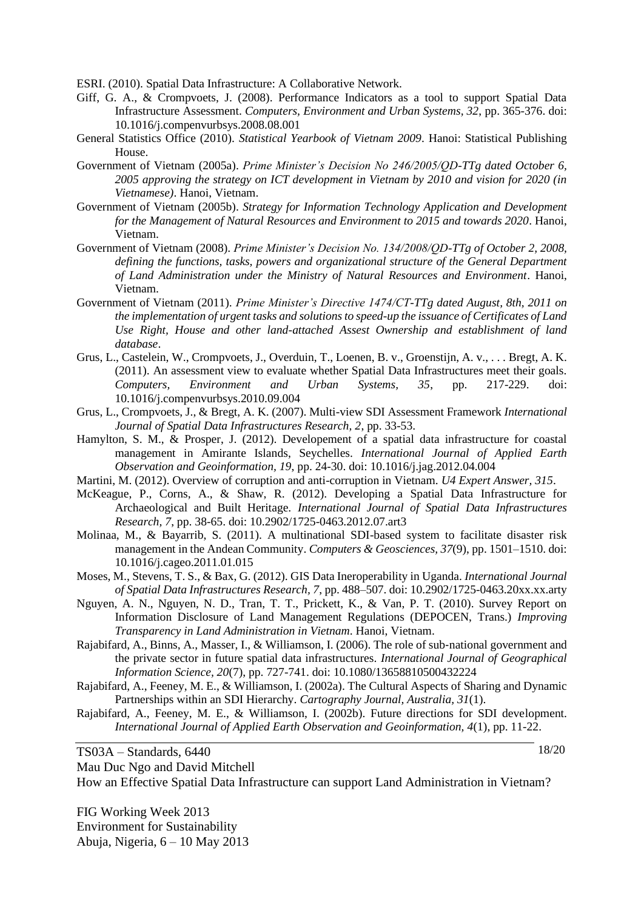ESRI. (2010). Spatial Data Infrastructure: A Collaborative Network.

Giff, G. A., & Crompvoets, J. (2008). Performance Indicators as a tool to support Spatial Data Infrastructure Assessment. *Computers, Environment and Urban Systems, 32*, pp. 365-376. doi: 10.1016/j.compenvurbsys.2008.08.001

General Statistics Office (2010). *Statistical Yearbook of Vietnam 2009*. Hanoi: Statistical Publishing House.

Government of Vietnam (2005a). *Prime Minister's Decision No 246/2005/QD-TTg dated October 6, 2005 approving the strategy on ICT development in Vietnam by 2010 and vision for 2020 (in Vietnamese)*. Hanoi, Vietnam.

Government of Vietnam (2005b). *Strategy for Information Technology Application and Development for the Management of Natural Resources and Environment to 2015 and towards 2020*. Hanoi, Vietnam.

Government of Vietnam (2008). *Prime Minister's Decision No. 134/2008/QD-TTg of October 2, 2008, defining the functions, tasks, powers and organizational structure of the General Department of Land Administration under the Ministry of Natural Resources and Environment*. Hanoi, Vietnam.

Government of Vietnam (2011). *Prime Minister's Directive 1474/CT-TTg dated August, 8th, 2011 on the implementation of urgent tasks and solutions to speed-up the issuance of Certificates of Land Use Right, House and other land-attached Assest Ownership and establishment of land database*.

Grus, L., Castelein, W., Crompvoets, J., Overduin, T., Loenen, B. v., Groenstijn, A. v., . . . Bregt, A. K. (2011). An assessment view to evaluate whether Spatial Data Infrastructures meet their goals. *Computers, Environment and Urban Systems, 35*, pp. 217-229. doi: 10.1016/j.compenvurbsys.2010.09.004

Grus, L., Crompvoets, J., & Bregt, A. K. (2007). Multi-view SDI Assessment Framework *International Journal of Spatial Data Infrastructures Research, 2*, pp. 33-53.

Hamylton, S. M., & Prosper, J. (2012). Developement of a spatial data infrastructure for coastal management in Amirante Islands, Seychelles. *International Journal of Applied Earth Observation and Geoinformation, 19*, pp. 24-30. doi: 10.1016/j.jag.2012.04.004

Martini, M. (2012). Overview of corruption and anti-corruption in Vietnam. *U4 Expert Answer, 315*.

McKeague, P., Corns, A., & Shaw, R. (2012). Developing a Spatial Data Infrastructure for Archaeological and Built Heritage. *International Journal of Spatial Data Infrastructures Research, 7*, pp. 38-65. doi: 10.2902/1725-0463.2012.07.art3

Molinaa, M., & Bayarrib, S. (2011). A multinational SDI-based system to facilitate disaster risk management in the Andean Community. *Computers & Geosciences, 37*(9), pp. 1501–1510. doi: 10.1016/j.cageo.2011.01.015

Moses, M., Stevens, T. S., & Bax, G. (2012). GIS Data Ineroperability in Uganda. *International Journal of Spatial Data Infrastructures Research, 7*, pp. 488–507. doi: 10.2902/1725-0463.20xx.xx.arty

Nguyen, A. N., Nguyen, N. D., Tran, T. T., Prickett, K., & Van, P. T. (2010). Survey Report on Information Disclosure of Land Management Regulations (DEPOCEN, Trans.) *Improving Transparency in Land Administration in Vietnam*. Hanoi, Vietnam.

Rajabifard, A., Binns, A., Masser, I., & Williamson, I. (2006). The role of sub-national government and the private sector in future spatial data infrastructures. *International Journal of Geographical Information Science, 20*(7), pp. 727-741. doi: 10.1080/13658810500432224

Rajabifard, A., Feeney, M. E., & Williamson, I. (2002a). The Cultural Aspects of Sharing and Dynamic Partnerships within an SDI Hierarchy. *Cartography Journal, Australia, 31*(1).

Rajabifard, A., Feeney, M. E., & Williamson, I. (2002b). Future directions for SDI development. *International Journal of Applied Earth Observation and Geoinformation, 4*(1), pp. 11-22.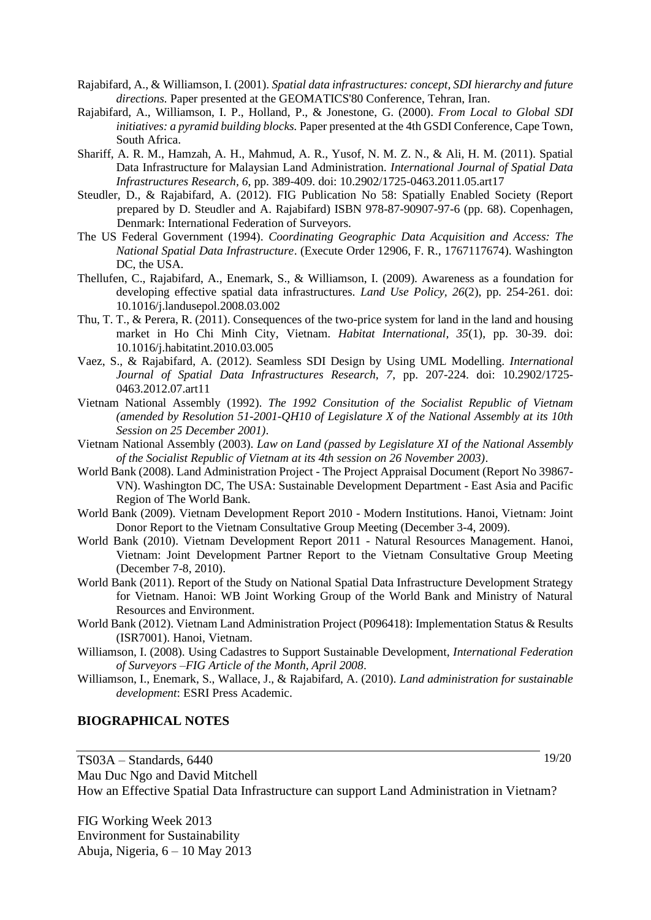Rajabifard, A., & Williamson, I. (2001). *Spatial data infrastructures: concept, SDI hierarchy and future directions.* Paper presented at the GEOMATICS'80 Conference, Tehran, Iran.

Rajabifard, A., Williamson, I. P., Holland, P., & Jonestone, G. (2000). *From Local to Global SDI initiatives: a pyramid building blocks.* Paper presented at the 4th GSDI Conference, Cape Town, South Africa.

Shariff, A. R. M., Hamzah, A. H., Mahmud, A. R., Yusof, N. M. Z. N., & Ali, H. M. (2011). Spatial Data Infrastructure for Malaysian Land Administration. *International Journal of Spatial Data Infrastructures Research, 6*, pp. 389-409. doi: 10.2902/1725-0463.2011.05.art17

Steudler, D., & Rajabifard, A. (2012). FIG Publication No 58: Spatially Enabled Society (Report prepared by D. Steudler and A. Rajabifard) ISBN 978-87-90907-97-6 (pp. 68). Copenhagen, Denmark: International Federation of Surveyors.

The US Federal Government (1994). *Coordinating Geographic Data Acquisition and Access: The National Spatial Data Infrastructure*. (Execute Order 12906, F. R., 1767117674). Washington DC, the USA.

Thellufen, C., Rajabifard, A., Enemark, S., & Williamson, I. (2009). Awareness as a foundation for developing effective spatial data infrastructures. *Land Use Policy, 26*(2), pp. 254-261. doi: 10.1016/j.landusepol.2008.03.002

Thu, T. T., & Perera, R. (2011). Consequences of the two-price system for land in the land and housing market in Ho Chi Minh City, Vietnam. *Habitat International, 35*(1), pp. 30-39. doi: 10.1016/j.habitatint.2010.03.005

Vaez, S., & Rajabifard, A. (2012). Seamless SDI Design by Using UML Modelling. *International Journal of Spatial Data Infrastructures Research, 7*, pp. 207-224. doi: 10.2902/1725-0463.2012.07.art11

Vietnam National Assembly (1992). *The 1992 Consitution of the Socialist Republic of Vietnam (amended by Resolution 51-2001-QH10 of Legislature X of the National Assembly at its 10th Session on 25 December 2001)*.

Vietnam National Assembly (2003). *Law on Land (passed by Legislature XI of the National Assembly of the Socialist Republic of Vietnam at its 4th session on 26 November 2003)*.

World Bank (2008). Land Administration Project - The Project Appraisal Document (Report No 39867-VN). Washington DC, The USA: Sustainable Development Department - East Asia and Pacific Region of The World Bank.

World Bank (2009). Vietnam Development Report 2010 - Modern Institutions. Hanoi, Vietnam: Joint Donor Report to the Vietnam Consultative Group Meeting (December 3-4, 2009).

World Bank (2010). Vietnam Development Report 2011 - Natural Resources Management. Hanoi, Vietnam: Joint Development Partner Report to the Vietnam Consultative Group Meeting (December 7-8, 2010).

World Bank (2011). Report of the Study on National Spatial Data Infrastructure Development Strategy for Vietnam. Hanoi: WB Joint Working Group of the World Bank and Ministry of Natural Resources and Environment.

World Bank (2012). Vietnam Land Administration Project (P096418): Implementation Status & Results (ISR7001). Hanoi, Vietnam.

Williamson, I. (2008). Using Cadastres to Support Sustainable Development, *International Federation of Surveyors –FIG Article of the Month, April 2008*.

Williamson, I., Enemark, S., Wallace, J., & Rajabifard, A. (2010). *Land administration for sustainable development*: ESRI Press Academic.

## BIOGRAPHICAL NOTES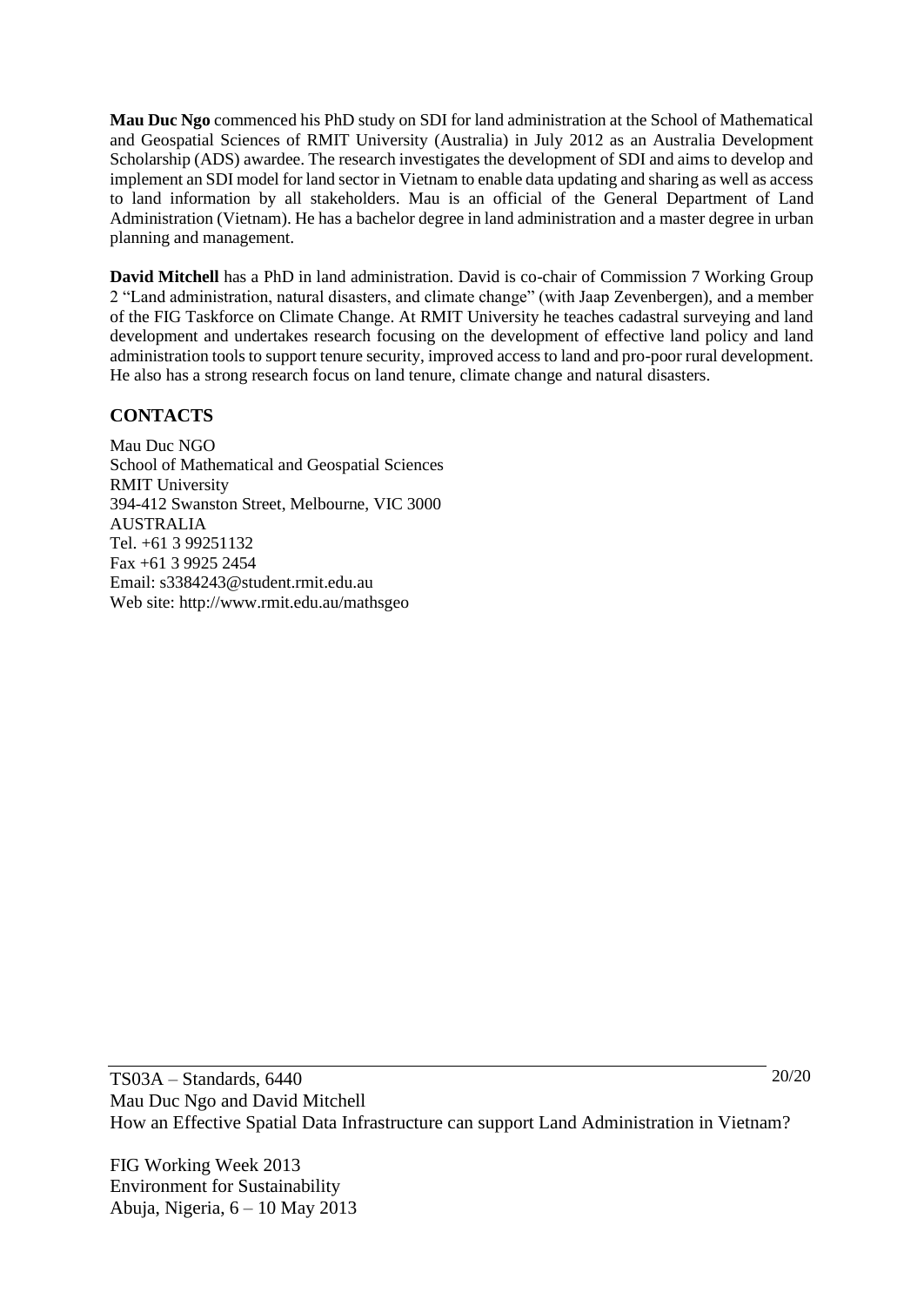**Mau Duc Ngo** commenced his PhD study on SDI for land administration at the School of Mathematical and Geospatial Sciences of RMIT University (Australia) in July 2012 as an Australia Development Scholarship (ADS) awardee. The research investigates the development of SDI and aims to develop and implement an SDI model for land sector in Vietnam to enable data updating and sharing as well as access to land information by all stakeholders. Mau is an official of the General Department of Land Administration (Vietnam). He has a bachelor degree in land administration and a master degree in urban planning and management.

**David Mitchell** has a PhD in land administration. David is co-chair of Commission 7 Working Group 2 "Land administration, natural disasters, and climate change" (with Jaap Zevenbergen), and a member of the FIG Taskforce on Climate Change. At RMIT University he teaches cadastral surveying and land development and undertakes research focusing on the development of effective land policy and land administration tools to support tenure security, improved access to land and pro-poor rural development. He also has a strong research focus on land tenure, climate change and natural disasters.

## CONTACTS

Mau Duc NGO
School of Mathematical and Geospatial Sciences
RMIT University
394-412 Swanston Street, Melbourne, VIC 3000
AUSTRALIA
Tel. +61 3 99251132
Fax +61 3 9925 2454
Email: s3384243@student.rmit.edu.au
Web site: http://www.rmit.edu.au/mathsgeo